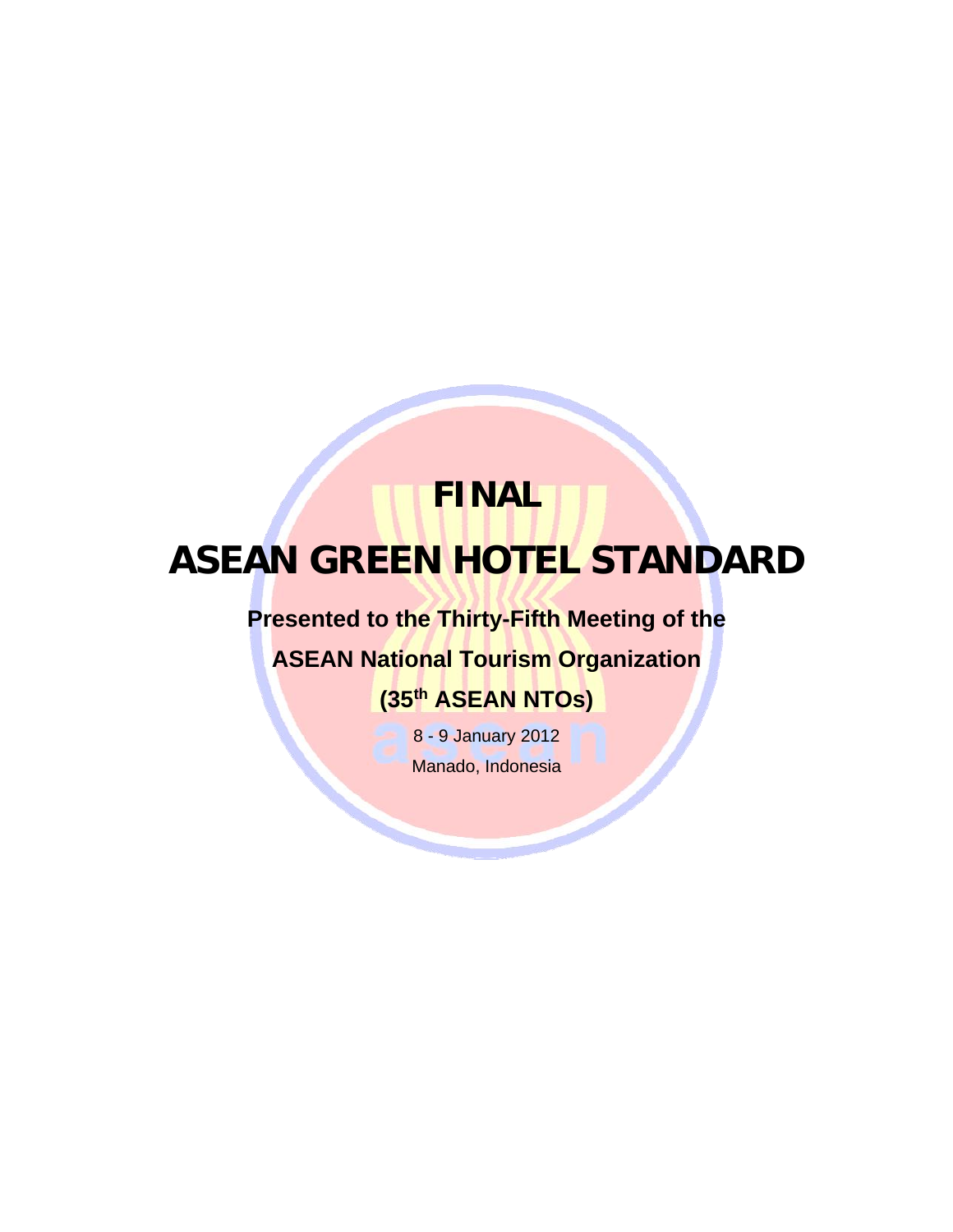# FINAL

# ASEAN GREEN HOTEL STANDARD

**Presented to the Thirty-Fifth Meeting of the**

**ASEAN National Tourism Organization**

**(35th ASEAN NTOs)**

8 - 9 January 2012

Manado, Indonesia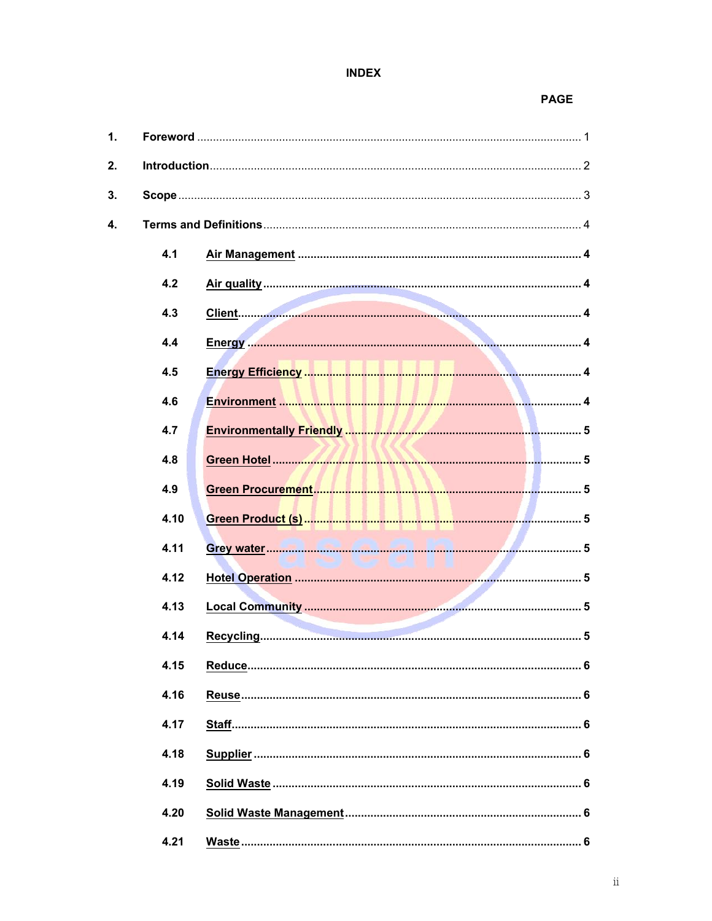# INDEX

| | | PAGE |
|---|---|---|
| **1.** | **Foreword** | 1 |
| **2.** | **Introduction** | 2 |
| **3.** | **Scope** | 3 |
| **4.** | **Terms and Definitions** | 4 |
| **4.1** | **Air Management** | **4** |
| **4.2** | **Air quality** | **4** |
| **4.3** | **Client** | **4** |
| **4.4** | **Energy** | **4** |
| **4.5** | **Energy Efficiency** | **4** |
| **4.6** | **Environment** | **4** |
| **4.7** | **Environmentally Friendly** | **5** |
| **4.8** | **Green Hotel** | **5** |
| **4.9** | **Green Procurement** | **5** |
| **4.10** | **Green Product (s)** | **5** |
| **4.11** | **Grey water** | **5** |
| **4.12** | **Hotel Operation** | **5** |
| **4.13** | **Local Community** | **5** |
| **4.14** | **Recycling** | **5** |
| **4.15** | **Reduce** | **6** |
| **4.16** | **Reuse** | **6** |
| **4.17** | **Staff** | **6** |
| **4.18** | **Supplier** | **6** |
| **4.19** | **Solid Waste** | **6** |
| **4.20** | **Solid Waste Management** | **6** |
| **4.21** | **Waste** | **6** |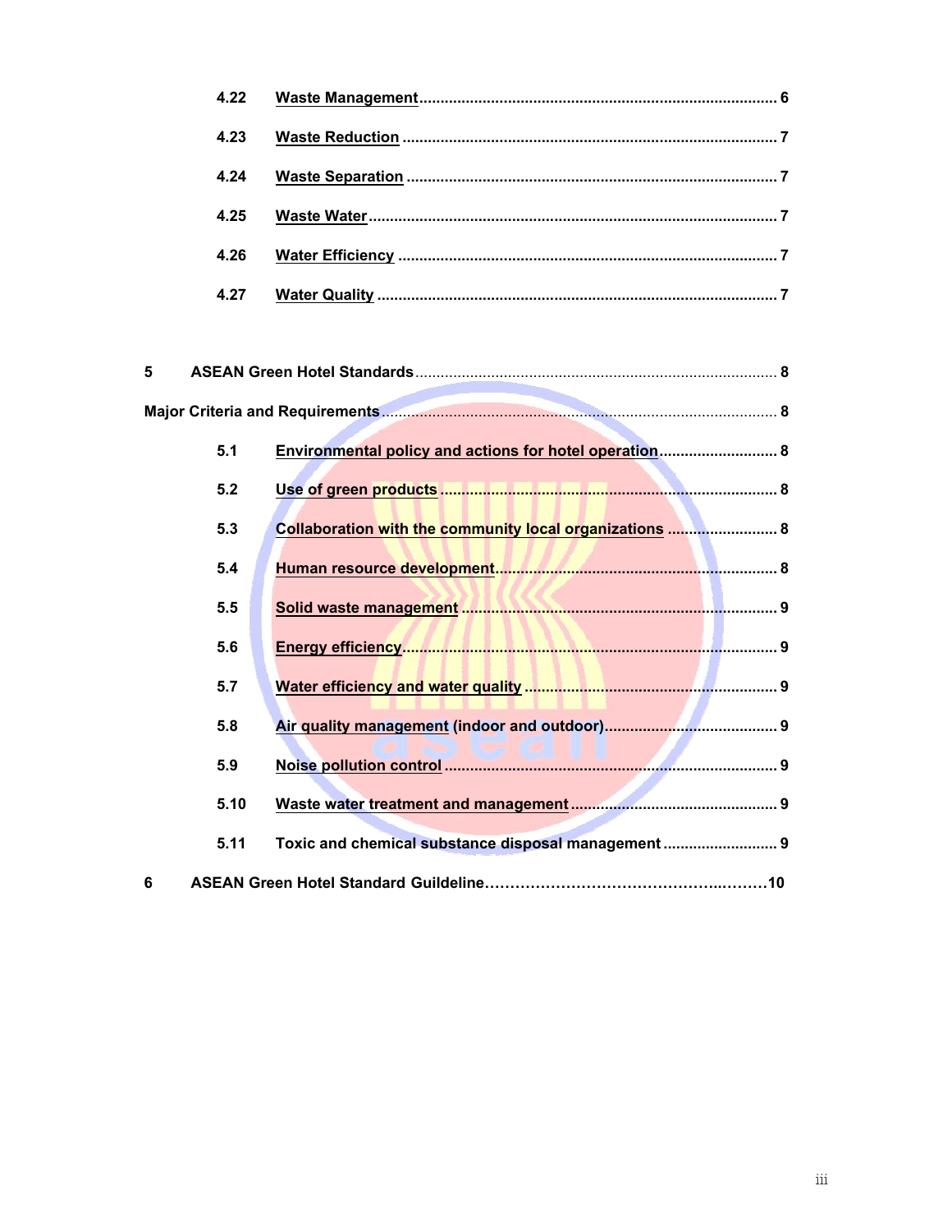4.22 Waste Management ........................................................................................ 6

4.23 Waste Reduction ........................................................................................... 7

4.24 Waste Separation .......................................................................................... 7

4.25 Waste Water .................................................................................................. 7

4.26 Water Efficiency ............................................................................................ 7

4.27 Water Quality ................................................................................................ 7

5 ASEAN Green Hotel Standards ........................................................................... 8

Major Criteria and Requirements ........................................................................... 8

5.1 Environmental policy and actions for hotel operation ................................... 8

5.2 Use of green products ................................................................................... 8

5.3 Collaboration with the community local organizations .................................. 8

5.4 Human resource development ...................................................................... 8

5.5 Solid waste management .............................................................................. 9

5.6 Energy efficiency ........................................................................................... 9

5.7 Water efficiency and water quality ................................................................ 9

5.8 Air quality management (indoor and outdoor) ............................................... 9

5.9 Noise pollution control ................................................................................... 9

5.10 Waste water treatment and management ...................................................... 9

5.11 Toxic and chemical substance disposal management .................................. 9

6 ASEAN Green Hotel Standard Guildeline ........................................................... 10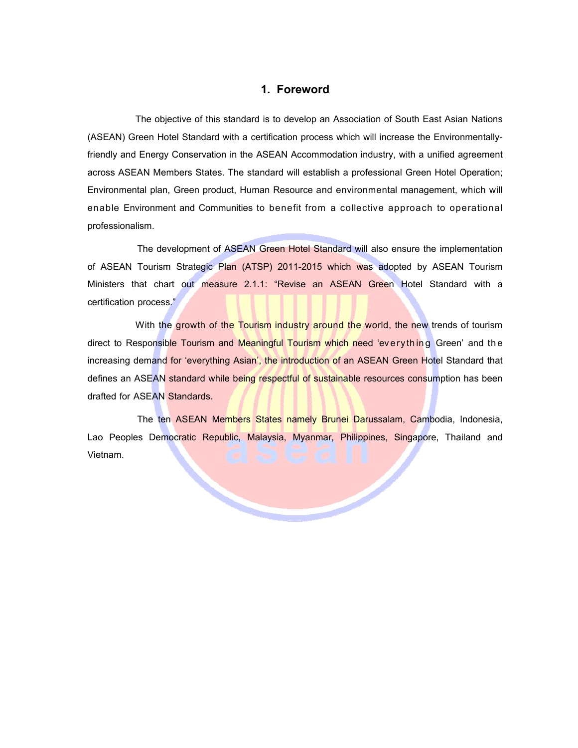# 1. Foreword

The objective of this standard is to develop an Association of South East Asian Nations (ASEAN) Green Hotel Standard with a certification process which will increase the Environmentally-friendly and Energy Conservation in the ASEAN Accommodation industry, with a unified agreement across ASEAN Members States. The standard will establish a professional Green Hotel Operation; Environmental plan, Green product, Human Resource and environmental management, which will enable Environment and Communities to benefit from a collective approach to operational professionalism.

The development of ASEAN Green Hotel Standard will also ensure the implementation of ASEAN Tourism Strategic Plan (ATSP) 2011-2015 which was adopted by ASEAN Tourism Ministers that chart out measure 2.1.1: "Revise an ASEAN Green Hotel Standard with a certification process."

With the growth of the Tourism industry around the world, the new trends of tourism direct to Responsible Tourism and Meaningful Tourism which need 'everything Green' and the increasing demand for 'everything Asian', the introduction of an ASEAN Green Hotel Standard that defines an ASEAN standard while being respectful of sustainable resources consumption has been drafted for ASEAN Standards.

The ten ASEAN Members States namely Brunei Darussalam, Cambodia, Indonesia, Lao Peoples Democratic Republic, Malaysia, Myanmar, Philippines, Singapore, Thailand and Vietnam.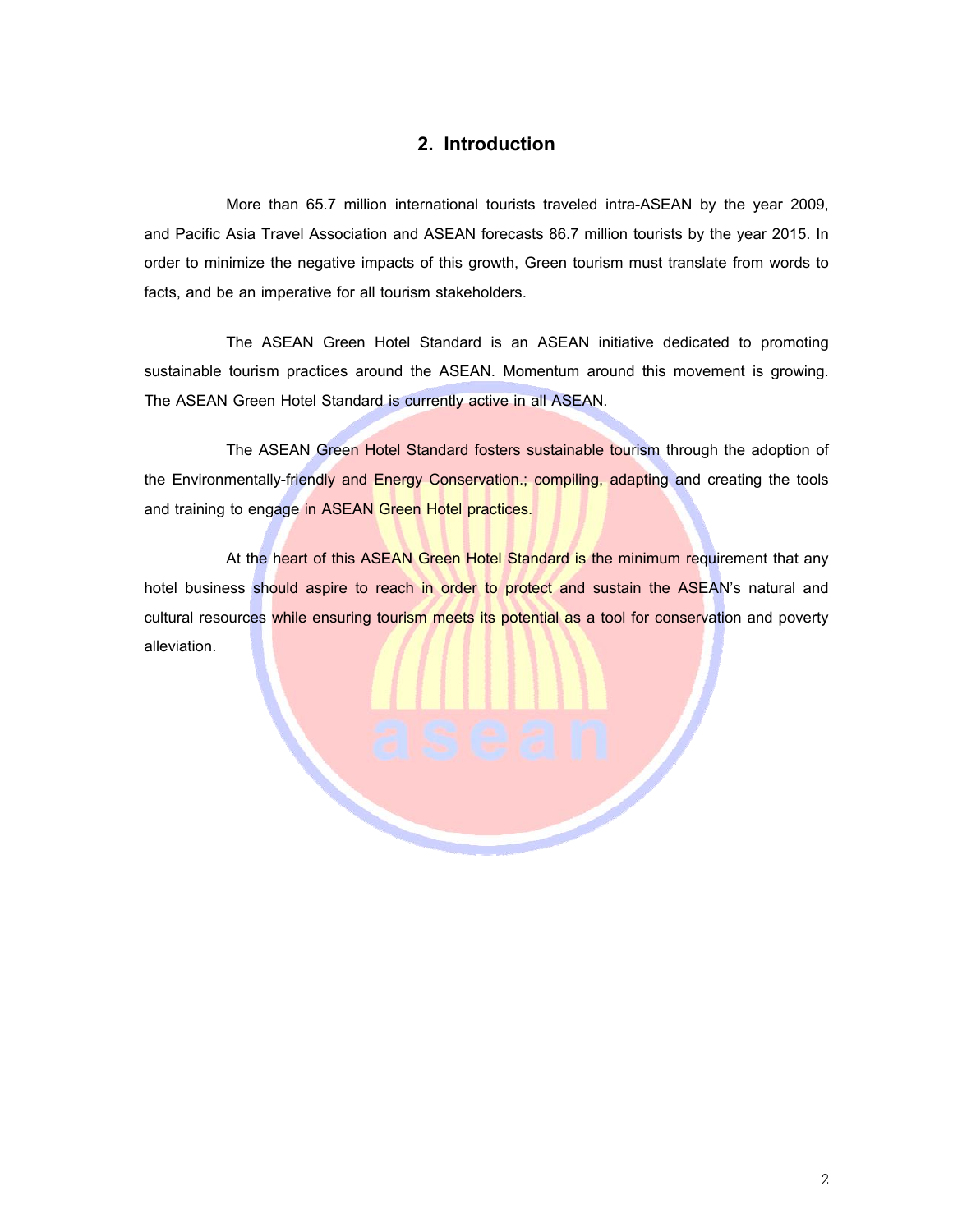## 2. Introduction

More than 65.7 million international tourists traveled intra-ASEAN by the year 2009, and Pacific Asia Travel Association and ASEAN forecasts 86.7 million tourists by the year 2015. In order to minimize the negative impacts of this growth, Green tourism must translate from words to facts, and be an imperative for all tourism stakeholders.

The ASEAN Green Hotel Standard is an ASEAN initiative dedicated to promoting sustainable tourism practices around the ASEAN. Momentum around this movement is growing. The ASEAN Green Hotel Standard is currently active in all ASEAN.

The ASEAN Green Hotel Standard fosters sustainable tourism through the adoption of the Environmentally-friendly and Energy Conservation.; compiling, adapting and creating the tools and training to engage in ASEAN Green Hotel practices.

At the heart of this ASEAN Green Hotel Standard is the minimum requirement that any hotel business should aspire to reach in order to protect and sustain the ASEAN's natural and cultural resources while ensuring tourism meets its potential as a tool for conservation and poverty alleviation.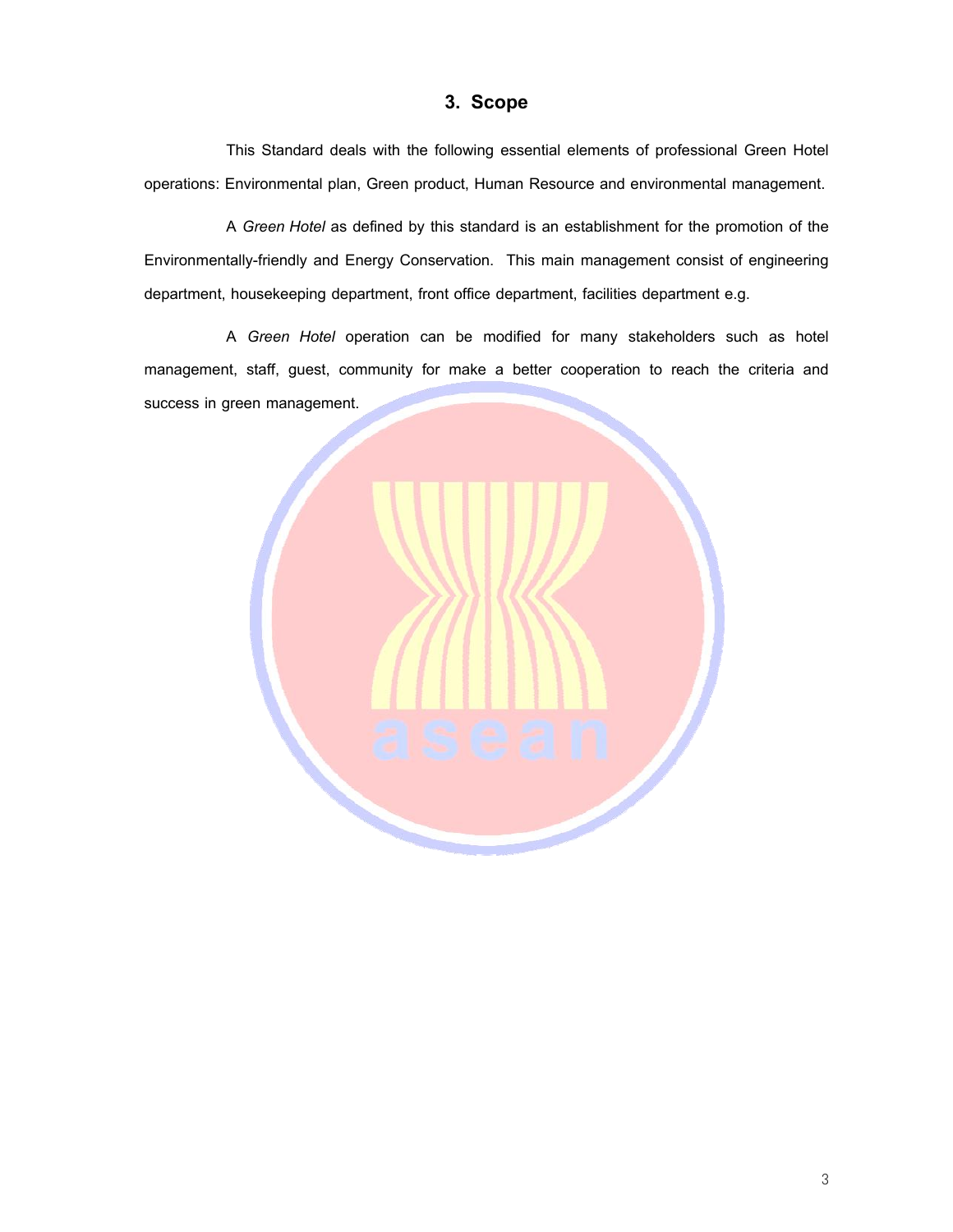## 3. Scope

This Standard deals with the following essential elements of professional Green Hotel operations: Environmental plan, Green product, Human Resource and environmental management.

A *Green Hotel* as defined by this standard is an establishment for the promotion of the Environmentally-friendly and Energy Conservation. This main management consist of engineering department, housekeeping department, front office department, facilities department e.g.

A *Green Hotel* operation can be modified for many stakeholders such as hotel management, staff, guest, community for make a better cooperation to reach the criteria and success in green management.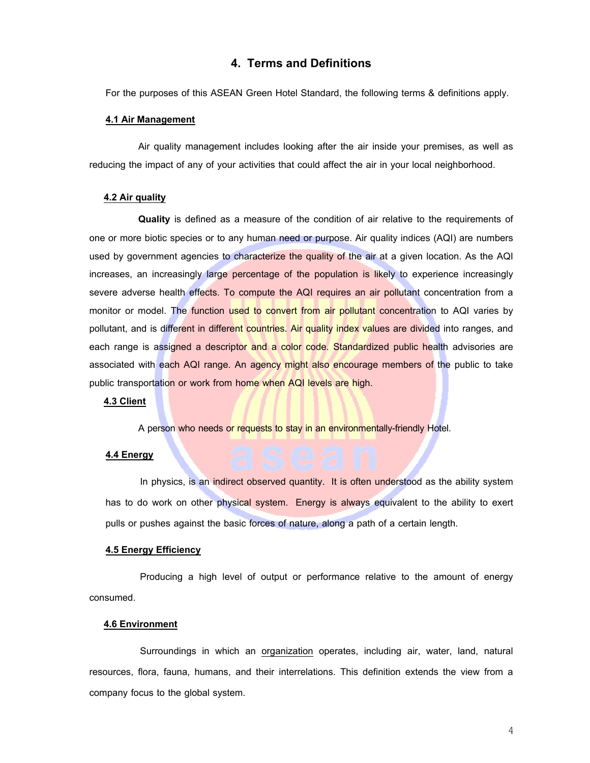## 4. Terms and Definitions

For the purposes of this ASEAN Green Hotel Standard, the following terms & definitions apply.

### 4.1 Air Management

Air quality management includes looking after the air inside your premises, as well as reducing the impact of any of your activities that could affect the air in your local neighborhood.

### 4.2 Air quality

**Quality** is defined as a measure of the condition of air relative to the requirements of one or more biotic species or to any human need or purpose. Air quality indices (AQI) are numbers used by government agencies to characterize the quality of the air at a given location. As the AQI increases, an increasingly large percentage of the population is likely to experience increasingly severe adverse health effects. To compute the AQI requires an air pollutant concentration from a monitor or model. The function used to convert from air pollutant concentration to AQI varies by pollutant, and is different in different countries. Air quality index values are divided into ranges, and each range is assigned a descriptor and a color code. Standardized public health advisories are associated with each AQI range. An agency might also encourage members of the public to take public transportation or work from home when AQI levels are high.

### 4.3 Client

A person who needs or requests to stay in an environmentally-friendly Hotel.

### 4.4 Energy

In physics, is an indirect observed quantity. It is often understood as the ability system has to do work on other physical system. Energy is always equivalent to the ability to exert pulls or pushes against the basic forces of nature, along a path of a certain length.

### 4.5 Energy Efficiency

Producing a high level of output or performance relative to the amount of energy consumed.

### 4.6 Environment

Surroundings in which an organization operates, including air, water, land, natural resources, flora, fauna, humans, and their interrelations. This definition extends the view from a company focus to the global system.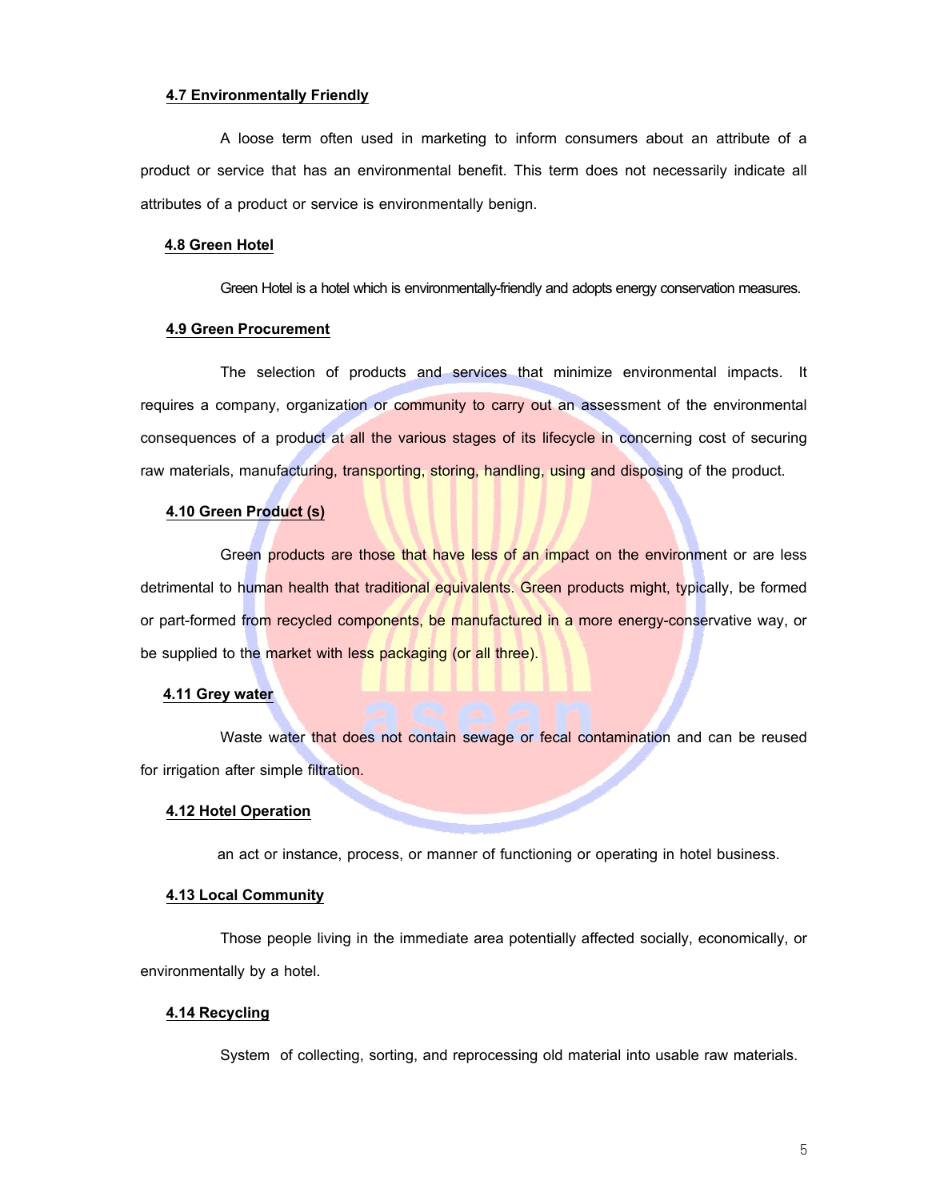### 4.7 Environmentally Friendly

A loose term often used in marketing to inform consumers about an attribute of a product or service that has an environmental benefit. This term does not necessarily indicate all attributes of a product or service is environmentally benign.

### 4.8 Green Hotel

Green Hotel is a hotel which is environmentally-friendly and adopts energy conservation measures.

### 4.9 Green Procurement

The selection of products and services that minimize environmental impacts. It requires a company, organization or community to carry out an assessment of the environmental consequences of a product at all the various stages of its lifecycle in concerning cost of securing raw materials, manufacturing, transporting, storing, handling, using and disposing of the product.

### 4.10 Green Product (s)

Green products are those that have less of an impact on the environment or are less detrimental to human health that traditional equivalents. Green products might, typically, be formed or part-formed from recycled components, be manufactured in a more energy-conservative way, or be supplied to the market with less packaging (or all three).

### 4.11 Grey water

Waste water that does not contain sewage or fecal contamination and can be reused for irrigation after simple filtration.

### 4.12 Hotel Operation

an act or instance, process, or manner of functioning or operating in hotel business.

### 4.13 Local Community

Those people living in the immediate area potentially affected socially, economically, or environmentally by a hotel.

### 4.14 Recycling

System of collecting, sorting, and reprocessing old material into usable raw materials.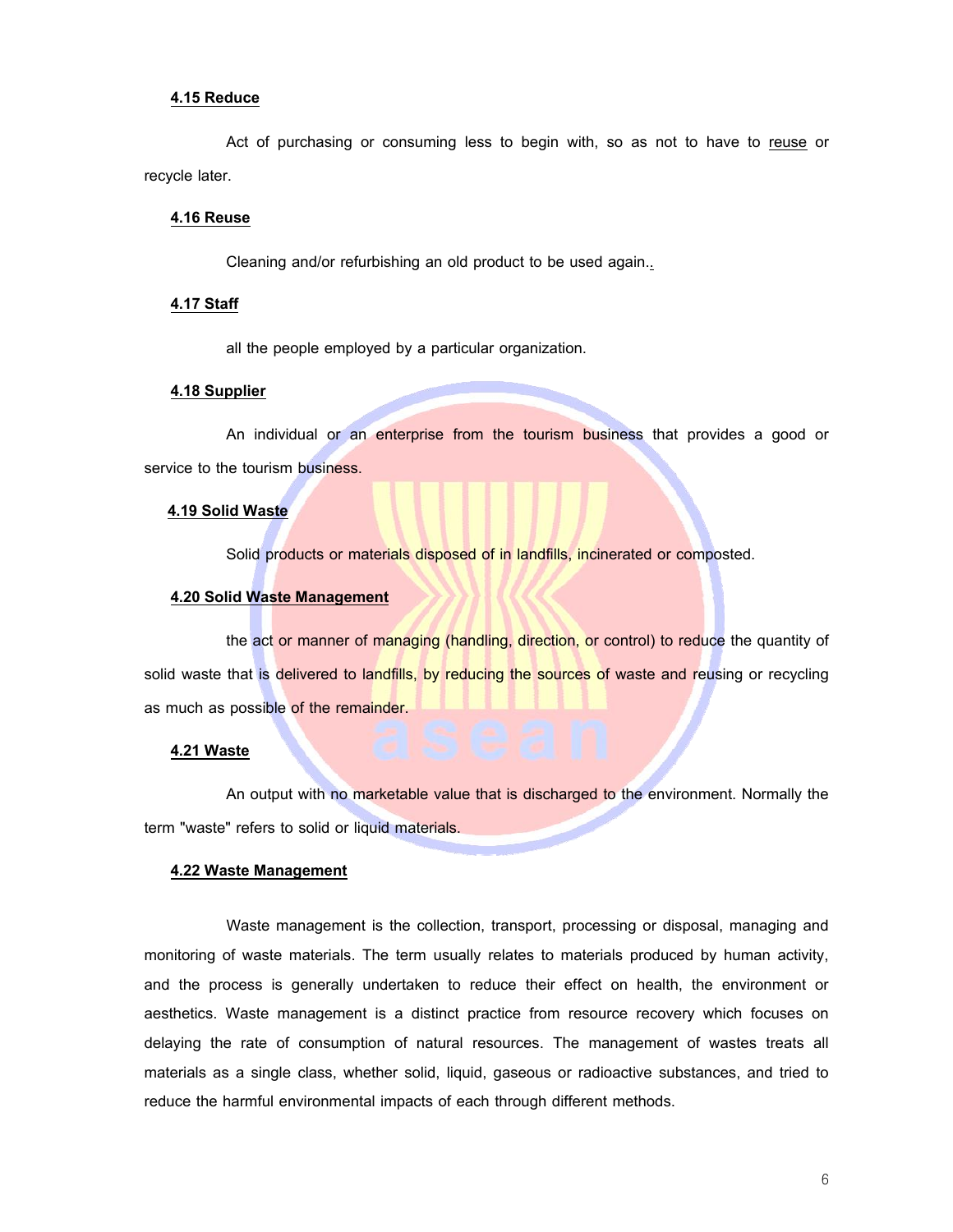#### 4.15 Reduce

Act of purchasing or consuming less to begin with, so as not to have to reuse or recycle later.

#### 4.16 Reuse

Cleaning and/or refurbishing an old product to be used again..

#### 4.17 Staff

all the people employed by a particular organization.

#### 4.18 Supplier

An individual or an enterprise from the tourism business that provides a good or service to the tourism business.

#### 4.19 Solid Waste

Solid products or materials disposed of in landfills, incinerated or composted.

#### 4.20 Solid Waste Management

the act or manner of managing (handling, direction, or control) to reduce the quantity of solid waste that is delivered to landfills, by reducing the sources of waste and reusing or recycling as much as possible of the remainder.

#### 4.21 Waste

An output with no marketable value that is discharged to the environment. Normally the term "waste" refers to solid or liquid materials.

#### 4.22 Waste Management

Waste management is the collection, transport, processing or disposal, managing and monitoring of waste materials. The term usually relates to materials produced by human activity, and the process is generally undertaken to reduce their effect on health, the environment or aesthetics. Waste management is a distinct practice from resource recovery which focuses on delaying the rate of consumption of natural resources. The management of wastes treats all materials as a single class, whether solid, liquid, gaseous or radioactive substances, and tried to reduce the harmful environmental impacts of each through different methods.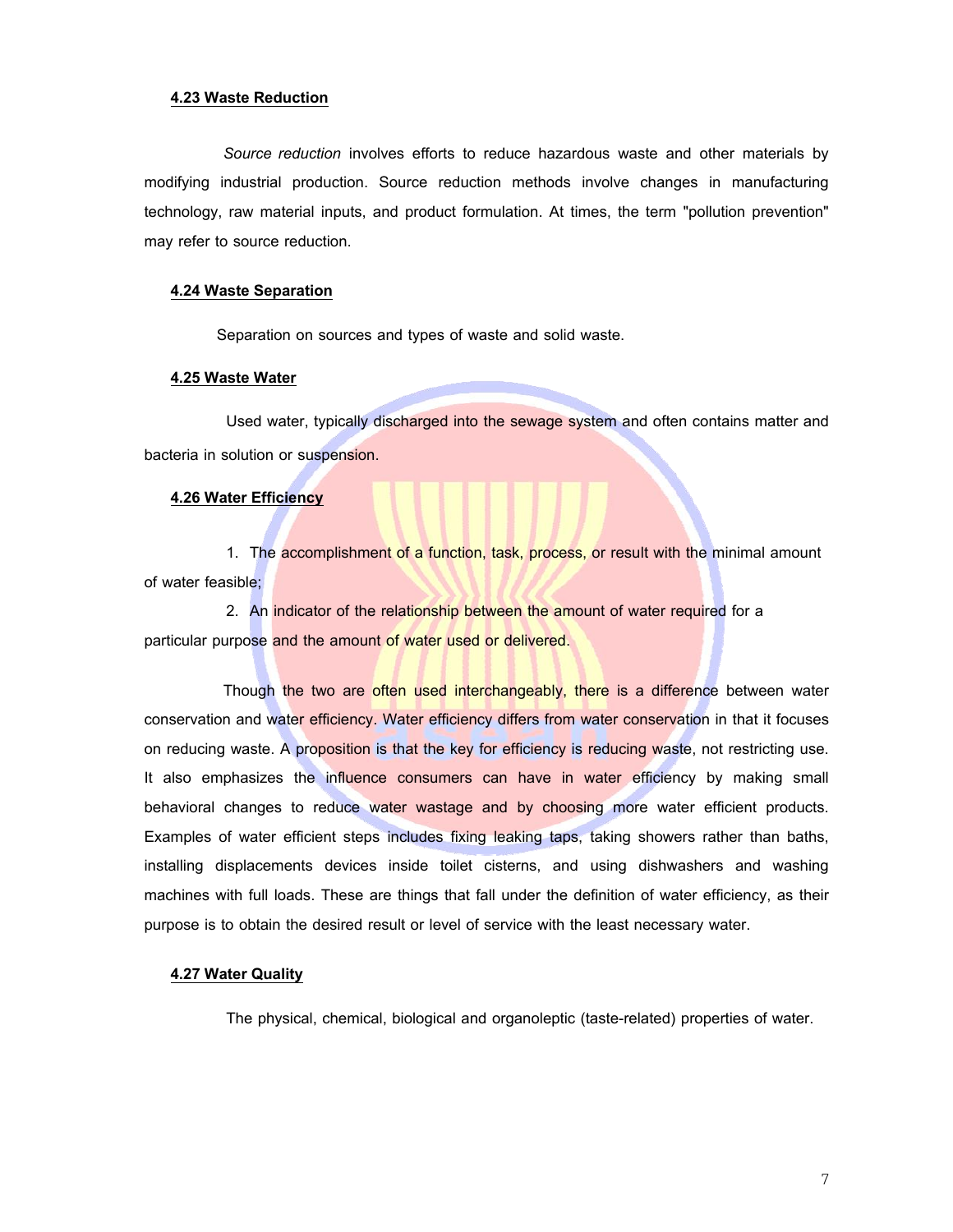#### 4.23 Waste Reduction

*Source reduction* involves efforts to reduce hazardous waste and other materials by modifying industrial production. Source reduction methods involve changes in manufacturing technology, raw material inputs, and product formulation. At times, the term "pollution prevention" may refer to source reduction.

#### 4.24 Waste Separation

Separation on sources and types of waste and solid waste.

#### 4.25 Waste Water

Used water, typically discharged into the sewage system and often contains matter and bacteria in solution or suspension.

#### 4.26 Water Efficiency

1. The accomplishment of a function, task, process, or result with the minimal amount of water feasible;
2. An indicator of the relationship between the amount of water required for a particular purpose and the amount of water used or delivered.

Though the two are often used interchangeably, there is a difference between water conservation and water efficiency. Water efficiency differs from water conservation in that it focuses on reducing waste. A proposition is that the key for efficiency is reducing waste, not restricting use. It also emphasizes the influence consumers can have in water efficiency by making small behavioral changes to reduce water wastage and by choosing more water efficient products. Examples of water efficient steps includes fixing leaking taps, taking showers rather than baths, installing displacements devices inside toilet cisterns, and using dishwashers and washing machines with full loads. These are things that fall under the definition of water efficiency, as their purpose is to obtain the desired result or level of service with the least necessary water.

#### 4.27 Water Quality

The physical, chemical, biological and organoleptic (taste-related) properties of water.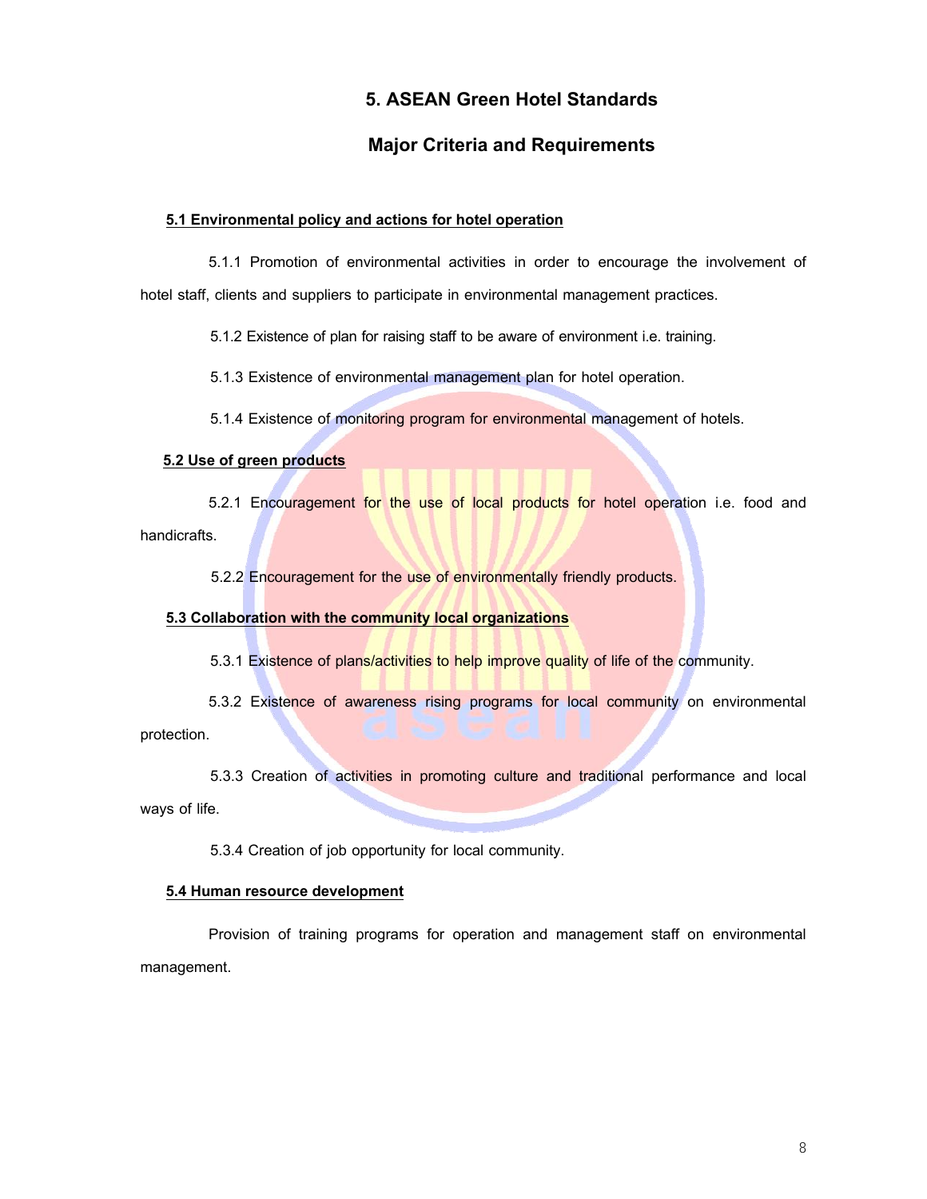# 5. ASEAN Green Hotel Standards

## Major Criteria and Requirements

**5.1 Environmental policy and actions for hotel operation**

5.1.1 Promotion of environmental activities in order to encourage the involvement of hotel staff, clients and suppliers to participate in environmental management practices.

5.1.2 Existence of plan for raising staff to be aware of environment i.e. training.

5.1.3 Existence of environmental management plan for hotel operation.

5.1.4 Existence of monitoring program for environmental management of hotels.

**5.2 Use of green products**

5.2.1 Encouragement for the use of local products for hotel operation i.e. food and handicrafts.

5.2.2 Encouragement for the use of environmentally friendly products.

**5.3 Collaboration with the community local organizations**

5.3.1 Existence of plans/activities to help improve quality of life of the community.

5.3.2 Existence of awareness rising programs for local community on environmental protection.

5.3.3 Creation of activities in promoting culture and traditional performance and local ways of life.

5.3.4 Creation of job opportunity for local community.

**5.4 Human resource development**

Provision of training programs for operation and management staff on environmental management.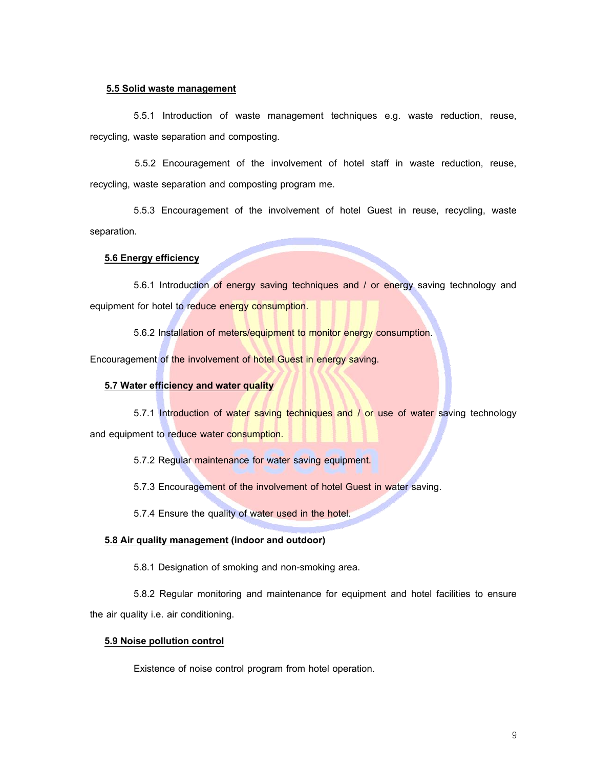**5.5 Solid waste management**

5.5.1 Introduction of waste management techniques e.g. waste reduction, reuse, recycling, waste separation and composting.

5.5.2 Encouragement of the involvement of hotel staff in waste reduction, reuse, recycling, waste separation and composting program me.

5.5.3 Encouragement of the involvement of hotel Guest in reuse, recycling, waste separation.

**5.6 Energy efficiency**

5.6.1 Introduction of energy saving techniques and / or energy saving technology and equipment for hotel to reduce energy consumption.

5.6.2 Installation of meters/equipment to monitor energy consumption.

Encouragement of the involvement of hotel Guest in energy saving.

**5.7 Water efficiency and water quality**

5.7.1 Introduction of water saving techniques and / or use of water saving technology and equipment to reduce water consumption.

5.7.2 Regular maintenance for water saving equipment.

5.7.3 Encouragement of the involvement of hotel Guest in water saving.

5.7.4 Ensure the quality of water used in the hotel.

**5.8 Air quality management (indoor and outdoor)**

5.8.1 Designation of smoking and non-smoking area.

5.8.2 Regular monitoring and maintenance for equipment and hotel facilities to ensure the air quality i.e. air conditioning.

**5.9 Noise pollution control**

Existence of noise control program from hotel operation.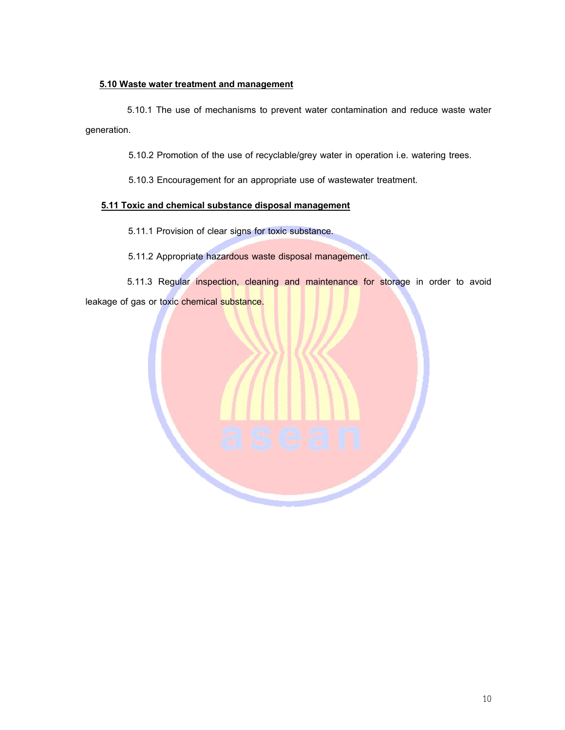**5.10 Waste water treatment and management**

5.10.1 The use of mechanisms to prevent water contamination and reduce waste water generation.

5.10.2 Promotion of the use of recyclable/grey water in operation i.e. watering trees.

5.10.3 Encouragement for an appropriate use of wastewater treatment.

**5.11 Toxic and chemical substance disposal management**

5.11.1 Provision of clear signs for toxic substance.

5.11.2 Appropriate hazardous waste disposal management.

5.11.3 Regular inspection, cleaning and maintenance for storage in order to avoid leakage of gas or toxic chemical substance.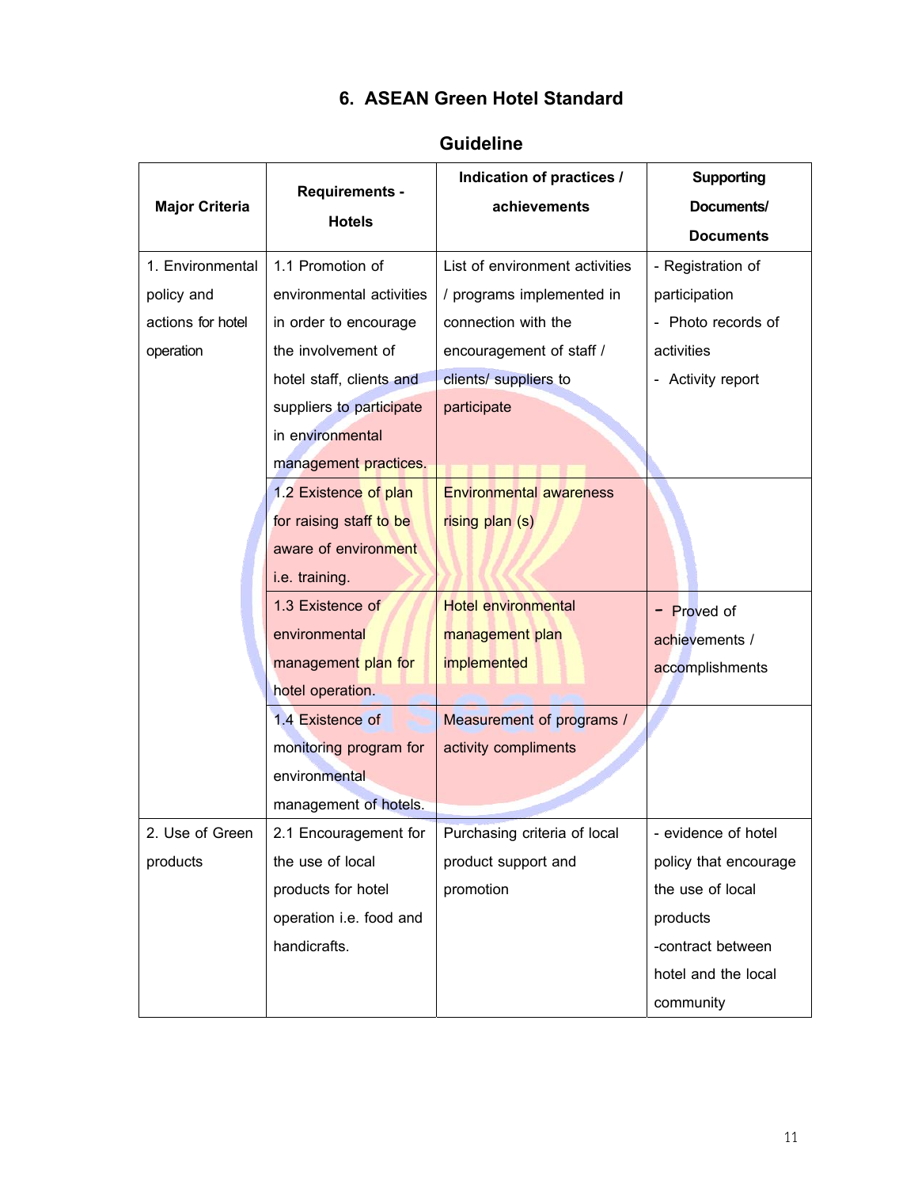## 6. ASEAN Green Hotel Standard

### Guideline

| Major Criteria | Requirements - Hotels | Indication of practices / achievements | Supporting Documents/ Documents |
|---|---|---|---|
| 1. Environmental policy and actions for hotel operation | 1.1 Promotion of environmental activities in order to encourage the involvement of hotel staff, clients and suppliers to participate in environmental management practices. | List of environment activities / programs implemented in connection with the encouragement of staff / clients/ suppliers to participate | - Registration of participation<br>- Photo records of activities<br>- Activity report |
| | 1.2 Existence of plan for raising staff to be aware of environment i.e. training. | Environmental awareness rising plan (s) | |
| | 1.3 Existence of environmental management plan for hotel operation. | Hotel environmental management plan implemented | - Proved of achievements / accomplishments |
| | 1.4 Existence of monitoring program for environmental management of hotels. | Measurement of programs / activity compliments | |
| 2. Use of Green products | 2.1 Encouragement for the use of local products for hotel operation i.e. food and handicrafts. | Purchasing criteria of local product support and promotion | - evidence of hotel policy that encourage the use of local products<br>-contract between hotel and the local community |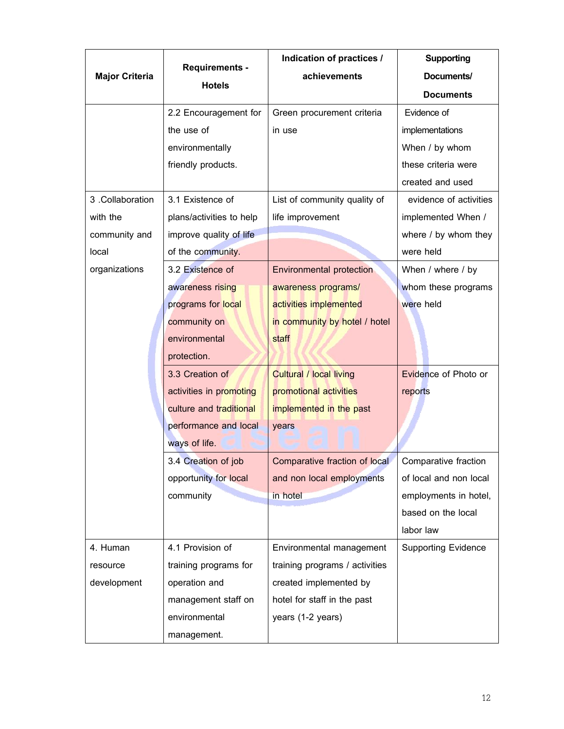| Major Criteria | Requirements - Hotels | Indication of practices / achievements | Supporting Documents/ Documents |
|---|---|---|---|
| | 2.2 Encouragement for the use of environmentally friendly products. | Green procurement criteria in use | Evidence of implementations When / by whom these criteria were created and used |
| 3 .Collaboration with the community and local organizations | 3.1 Existence of plans/activities to help improve quality of life of the community. | List of community quality of life improvement | evidence of activities implemented When / where / by whom they were held |
| | 3.2 Existence of awareness rising programs for local community on environmental protection. | Environmental protection awareness programs/ activities implemented in community by hotel / hotel staff | When / where / by whom these programs were held |
| | 3.3 Creation of activities in promoting culture and traditional performance and local ways of life. | Cultural / local living promotional activities implemented in the past years | Evidence of Photo or reports |
| | 3.4 Creation of job opportunity for local community | Comparative fraction of local and non local employments in hotel | Comparative fraction of local and non local employments in hotel, based on the local labor law |
| 4. Human resource development | 4.1 Provision of training programs for operation and management staff on environmental management. | Environmental management training programs / activities created implemented by hotel for staff in the past years (1-2 years) | Supporting Evidence |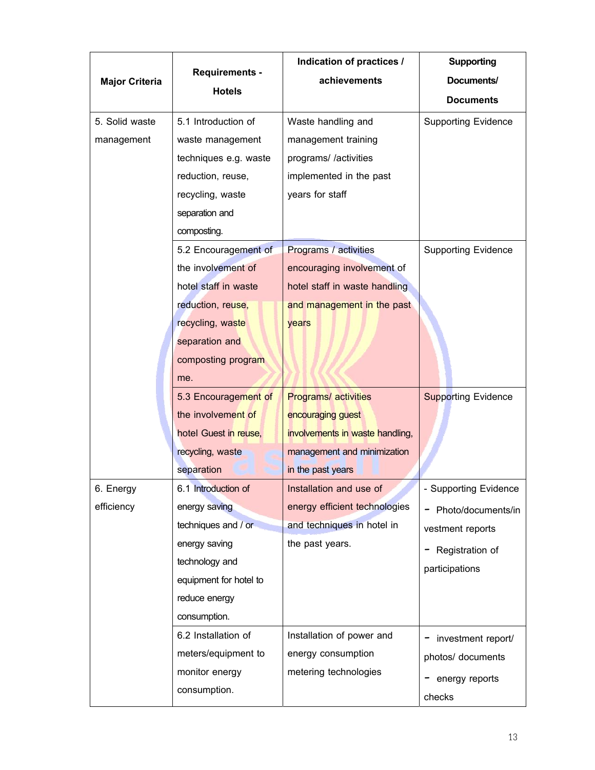| Major Criteria | Requirements - Hotels | Indication of practices / achievements | Supporting Documents/ Documents |
|---|---|---|---|
| 5. Solid waste management | 5.1 Introduction of waste management techniques e.g. waste reduction, reuse, recycling, waste separation and composting. | Waste handling and management training programs/ /activities implemented in the past years for staff | Supporting Evidence |
| | 5.2 Encouragement of the involvement of hotel staff in waste reduction, reuse, recycling, waste separation and composting program me. | Programs / activities encouraging involvement of hotel staff in waste handling and management in the past years | Supporting Evidence |
| | 5.3 Encouragement of the involvement of hotel Guest in reuse, recycling, waste separation | Programs/ activities encouraging guest involvements in waste handling, management and minimization in the past years | Supporting Evidence |
| 6. Energy efficiency | 6.1 Introduction of energy saving techniques and / or energy saving technology and equipment for hotel to reduce energy consumption. | Installation and use of energy efficient technologies and techniques in hotel in the past years. | - Supporting Evidence<br>- Photo/documents/investment reports<br>- Registration of participations |
| | 6.2 Installation of meters/equipment to monitor energy consumption. | Installation of power and energy consumption metering technologies | - investment report/ photos/ documents<br>- energy reports checks |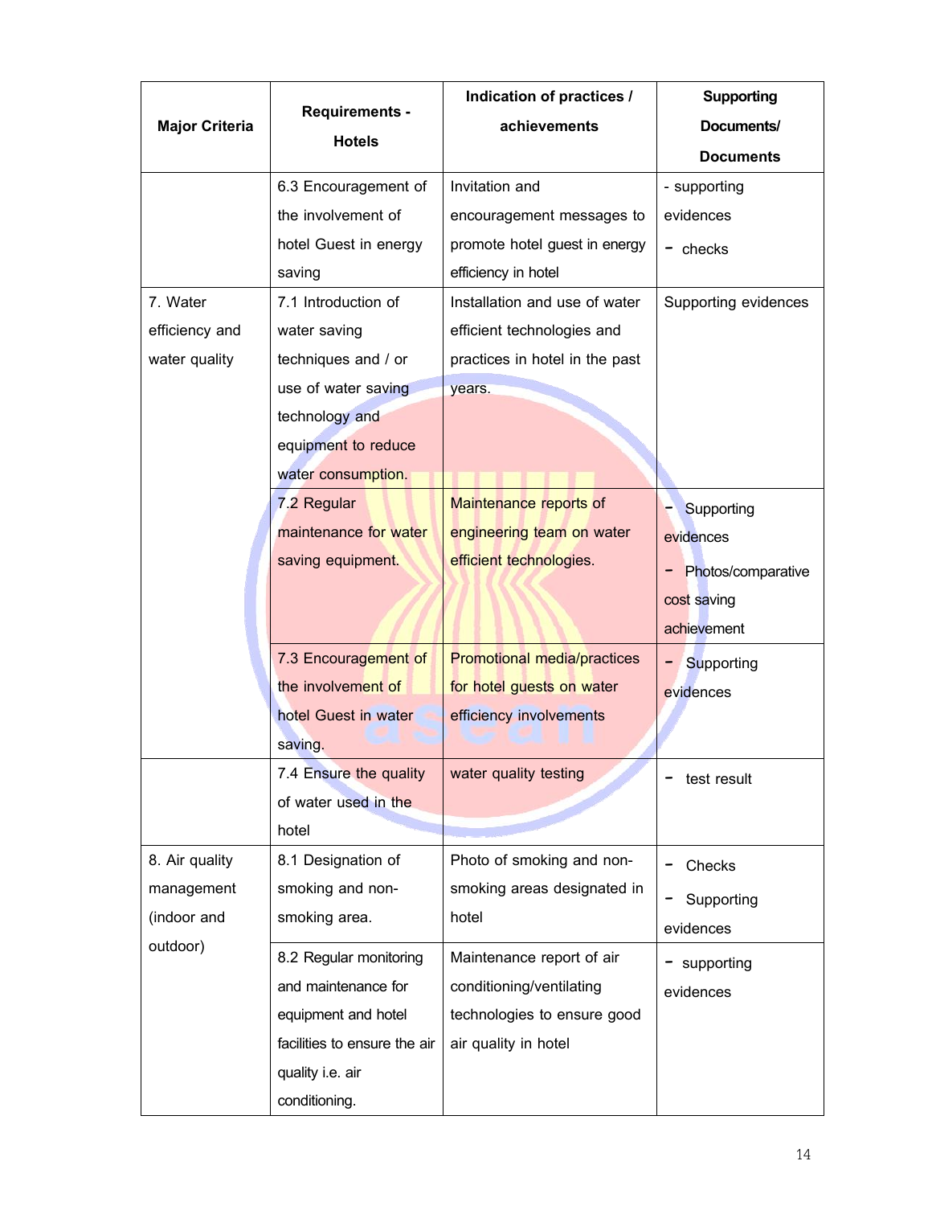| Major Criteria | Requirements - Hotels | Indication of practices / achievements | Supporting Documents/ Documents |
|---|---|---|---|
| | 6.3 Encouragement of the involvement of hotel Guest in energy saving | Invitation and encouragement messages to promote hotel guest in energy efficiency in hotel | - supporting evidences<br>- checks |
| 7. Water efficiency and water quality | 7.1 Introduction of water saving techniques and / or use of water saving technology and equipment to reduce water consumption. | Installation and use of water efficient technologies and practices in hotel in the past years. | Supporting evidences |
| | 7.2 Regular maintenance for water saving equipment. | Maintenance reports of engineering team on water efficient technologies. | - Supporting evidences<br>- Photos/comparative cost saving achievement |
| | 7.3 Encouragement of the involvement of hotel Guest in water saving. | Promotional media/practices for hotel guests on water efficiency involvements | - Supporting evidences |
| | 7.4 Ensure the quality of water used in the hotel | water quality testing | - test result |
| 8. Air quality management (indoor and outdoor) | 8.1 Designation of smoking and non-smoking area. | Photo of smoking and non-smoking areas designated in hotel | - Checks<br>- Supporting evidences |
| | 8.2 Regular monitoring and maintenance for equipment and hotel facilities to ensure the air quality i.e. air conditioning. | Maintenance report of air conditioning/ventilating technologies to ensure good air quality in hotel | - supporting evidences |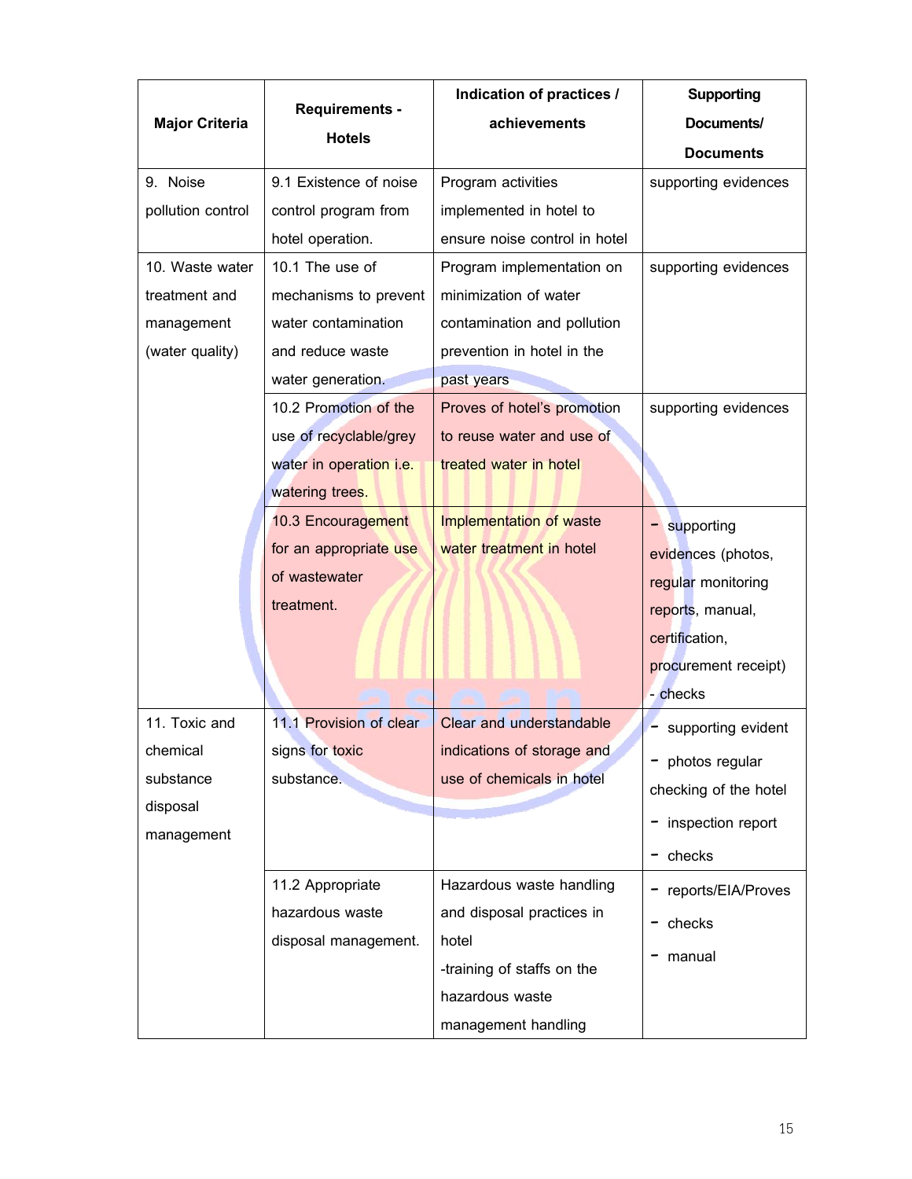| Major Criteria | Requirements - Hotels | Indication of practices / achievements | Supporting Documents/ Documents |
|---|---|---|---|
| 9. Noise pollution control | 9.1 Existence of noise control program from hotel operation. | Program activities implemented in hotel to ensure noise control in hotel | supporting evidences |
| 10. Waste water treatment and management (water quality) | 10.1 The use of mechanisms to prevent water contamination and reduce waste water generation. | Program implementation on minimization of water contamination and pollution prevention in hotel in the past years | supporting evidences |
| | 10.2 Promotion of the use of recyclable/grey water in operation i.e. watering trees. | Proves of hotel's promotion to reuse water and use of treated water in hotel | supporting evidences |
| | 10.3 Encouragement for an appropriate use of wastewater treatment. | Implementation of waste water treatment in hotel | - supporting evidences (photos, regular monitoring reports, manual, certification, procurement receipt)<br>- checks |
| 11. Toxic and chemical substance disposal management | 11.1 Provision of clear signs for toxic substance. | Clear and understandable indications of storage and use of chemicals in hotel | - supporting evident<br>- photos regular checking of the hotel<br>- inspection report<br>- checks |
| | 11.2 Appropriate hazardous waste disposal management. | Hazardous waste handling and disposal practices in hotel<br>-training of staffs on the hazardous waste management handling | - reports/EIA/Proves<br>- checks<br>- manual |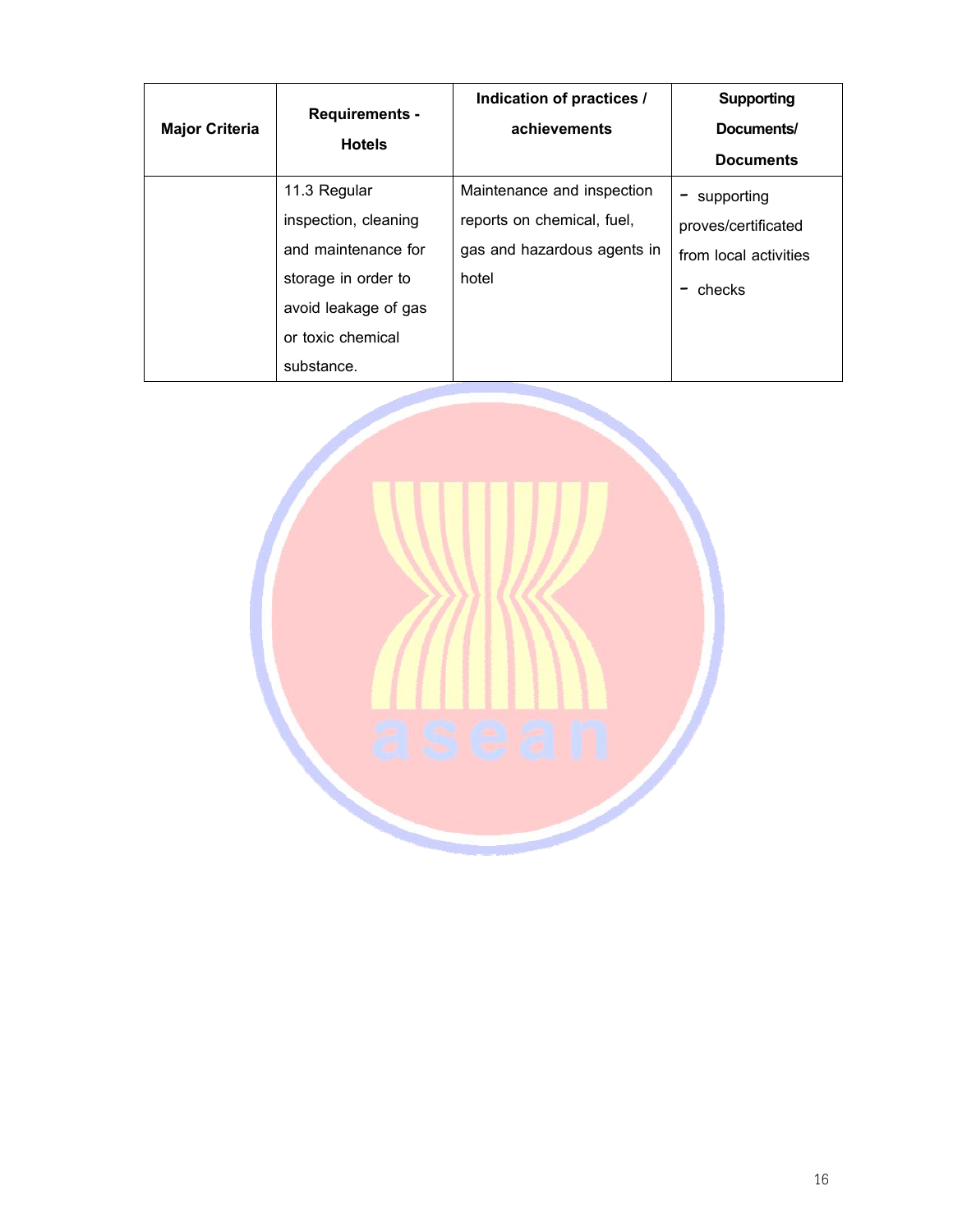| Major Criteria | Requirements - Hotels | Indication of practices / achievements | Supporting Documents/ Documents |
|---|---|---|---|
| | 11.3 Regular inspection, cleaning and maintenance for storage in order to avoid leakage of gas or toxic chemical substance. | Maintenance and inspection reports on chemical, fuel, gas and hazardous agents in hotel | - supporting proves/certificated from local activities<br>- checks |